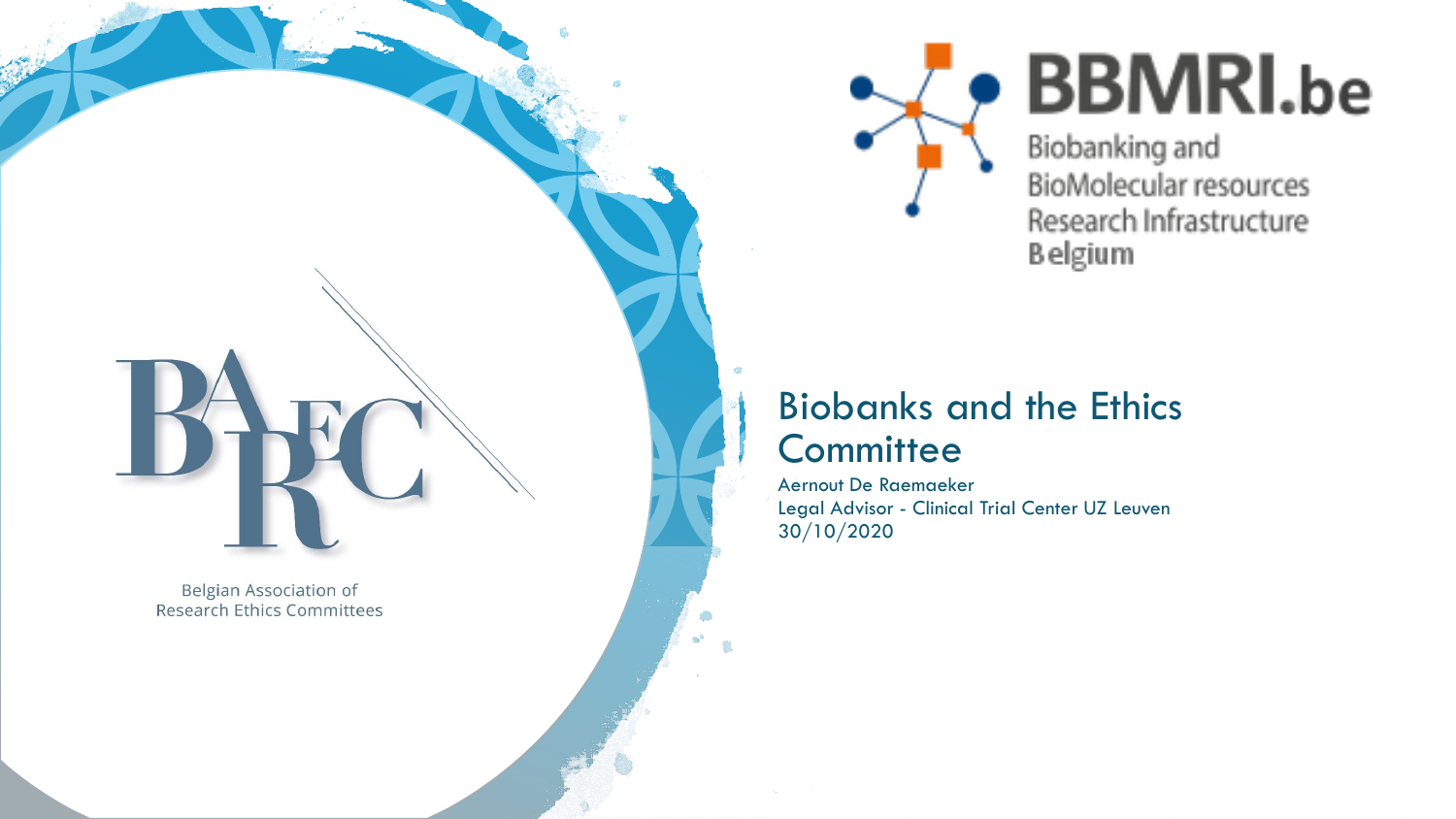BBMRI.be

Biobanking and BioMolecular resources Research Infrastructure Belgium

BAREC

Belgian Association of Research Ethics Committees

# Biobanks and the Ethics Committee

Aernout De Raemaeker
Legal Advisor - Clinical Trial Center UZ Leuven
30/10/2020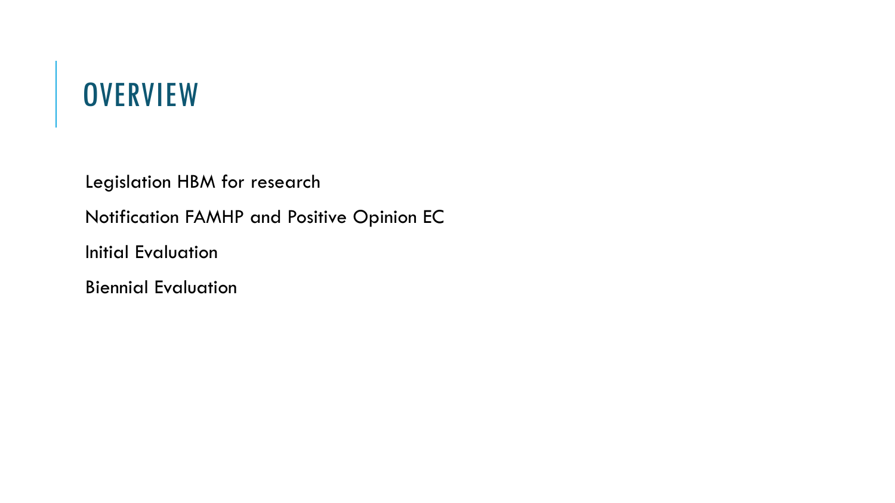# OVERVIEW

Legislation HBM for research

Notification FAMHP and Positive Opinion EC

Initial Evaluation

Biennial Evaluation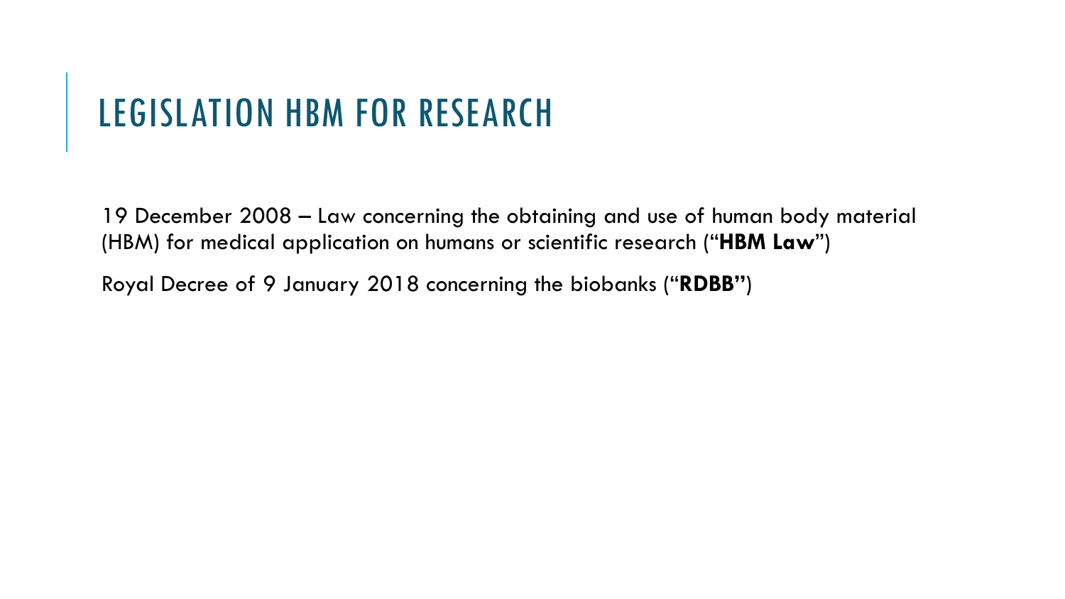# LEGISLATION HBM FOR RESEARCH

19 December 2008 – Law concerning the obtaining and use of human body material (HBM) for medical application on humans or scientific research ("**HBM Law**")

Royal Decree of 9 January 2018 concerning the biobanks ("**RDBB"**)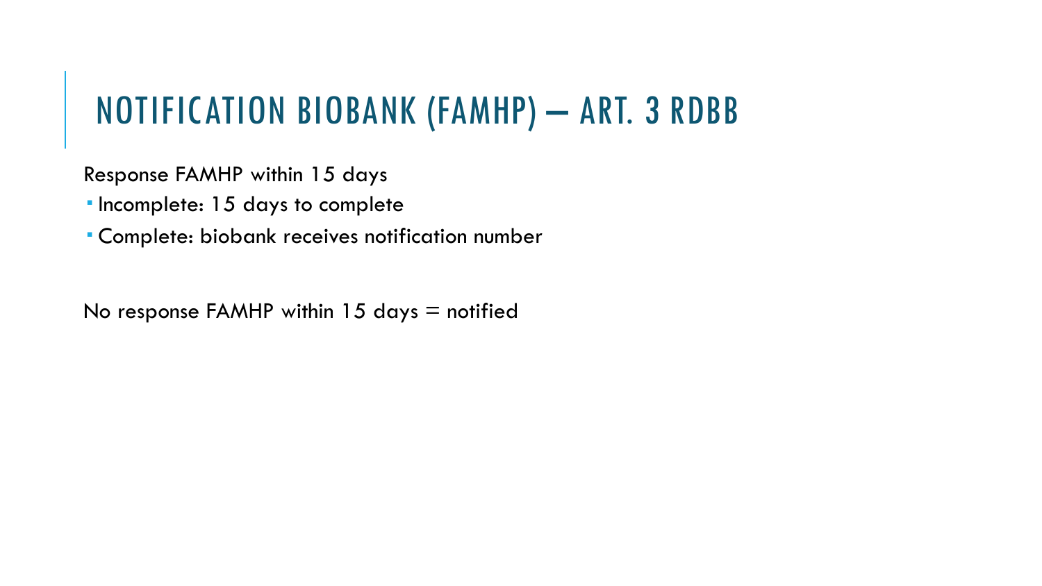# NOTIFICATION BIOBANK (FAMHP) – ART. 3 RDBB

Response FAMHP within 15 days

- Incomplete: 15 days to complete
- Complete: biobank receives notification number

No response FAMHP within 15 days = notified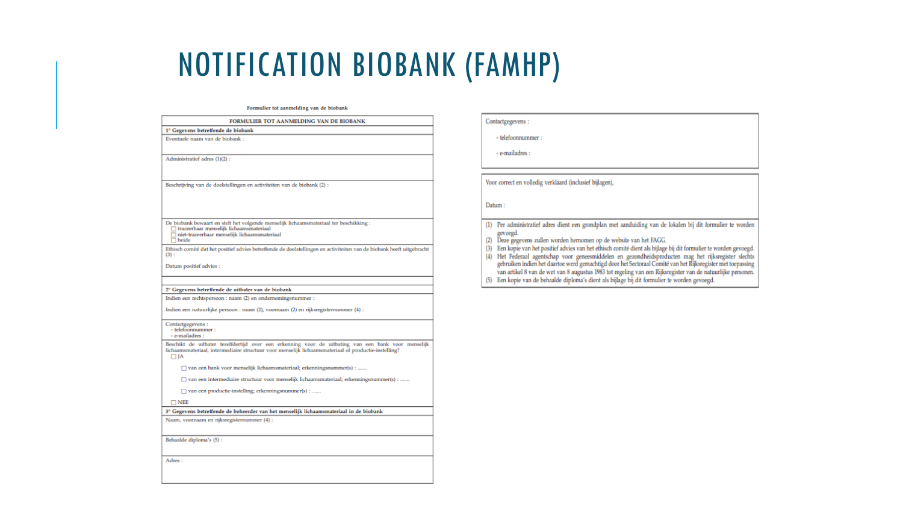# NOTIFICATION BIOBANK (FAMHP)

**Formulier tot aanmelding van de biobank**

| FORMULIER TOT AANMELDING VAN DE BIOBANK |
| --- |
| **1° Gegevens betreffende de biobank** |
| Eventuele naam van de biobank : |
| Administratief adres (1)(2) : |
| Beschrijving van de doelstellingen en activiteiten van de biobank (2) : |
| De biobank bewaart en stelt het volgende menselijk lichaamsmateriaal ter beschikking :<br>☐ traceerbaar menselijk lichaamsmateriaal<br>☐ niet-traceerbaar menselijk lichaamsmateriaal<br>☐ beide |
| Ethisch comité dat het positief advies betreffende de doelstellingen en activiteiten van de biobank heeft uitgebracht (3) :<br><br>Datum positief advies : |
| **2° Gegevens betreffende de uitbater van de biobank** |
| Indien een rechtspersoon : naam (2) en ondernemingsnummer :<br><br>Indien een natuurlijke persoon : naam (2), voornaam (2) en rijksregisternummer (4) : |
| Contactgegevens :<br>- telefoonnummer :<br>- e-mailadres : |
| Beschikt de uitbater tezelfdertijd over een erkenning voor de uitbating van een bank voor menselijk lichaamsmateriaal, intermediaire structuur voor menselijk lichaamsmateriaal of productie-instelling?<br>☐ JA<br>☐ van een bank voor menselijk lichaamsmateriaal; erkenningsnummer(s) : .......<br>☐ van een intermediaire structuur voor menselijk lichaamsmateriaal; erkenningsnummer(s) : .......<br>☐ van een productie-instelling; erkenningsnummer(s) : .......<br>☐ NEE |
| **3° Gegevens betreffende de beheerder van het menselijk lichaamsmateriaal in de biobank** |
| Naam, voornaam en rijksregisternummer (4) : |
| Behaalde diploma's (5) : |
| Adres : |
| Contactgegevens :<br>- telefoonnummer :<br>- e-mailadres : |
| Voor correct en volledig verklaard (inclusief bijlagen),<br><br>Datum : |

(1) Per administratief adres dient een grondplan met aanduiding van de lokalen bij dit formulier te worden gevoegd.
(2) Deze gegevens zullen worden hernomen op de website van het FAGG.
(3) Een kopie van het positief advies van het ethisch comité dient als bijlage bij dit formulier te worden gevoegd.
(4) Het Federaal agentschap voor geneesmiddelen en gezondheidsproducten mag het rijksregister slechts gebruiken indien het daartoe werd gemachtigd door het Sectoraal Comité van het Rijksregister met toepassing van artikel 8 van de wet van 8 augustus 1983 tot regeling van een Rijksregister van de natuurlijke personen.
(5) Een kopie van de behaalde diploma's dient als bijlage bij dit formulier te worden gevoegd.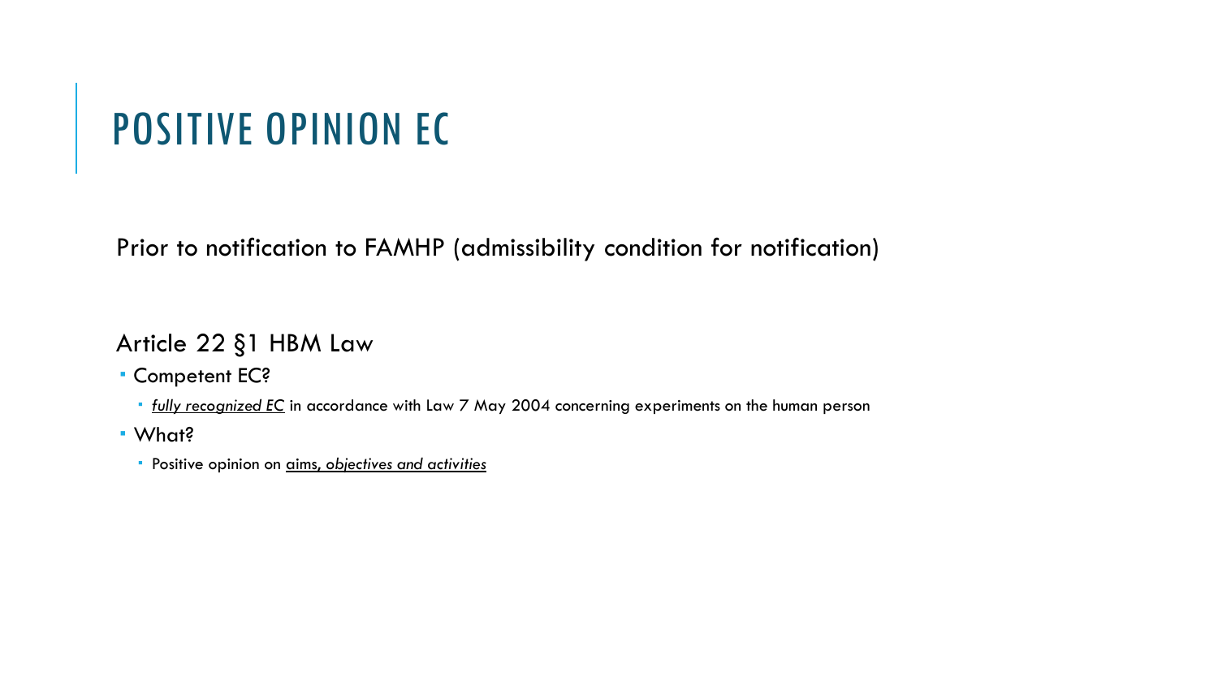# POSITIVE OPINION EC

Prior to notification to FAMHP (admissibility condition for notification)

Article 22 §1 HBM Law

- Competent EC?
  - *fully recognized EC* in accordance with Law 7 May 2004 concerning experiments on the human person
- What?
  - Positive opinion on aims*, objectives and activities*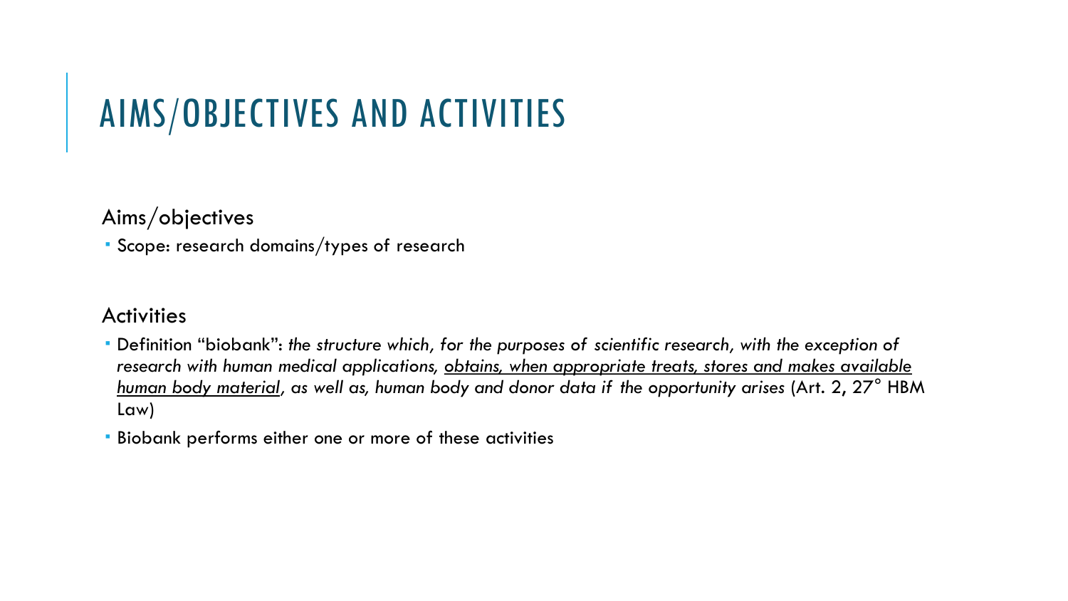# AIMS/OBJECTIVES AND ACTIVITIES

Aims/objectives

- Scope: research domains/types of research

Activities

- Definition "biobank": *the structure which, for the purposes of scientific research, with the exception of research with human medical applications, <u>obtains, when appropriate treats, stores and makes available human body material</u>, as well as, human body and donor data if the opportunity arises* (Art. 2, 27° HBM Law)
- Biobank performs either one or more of these activities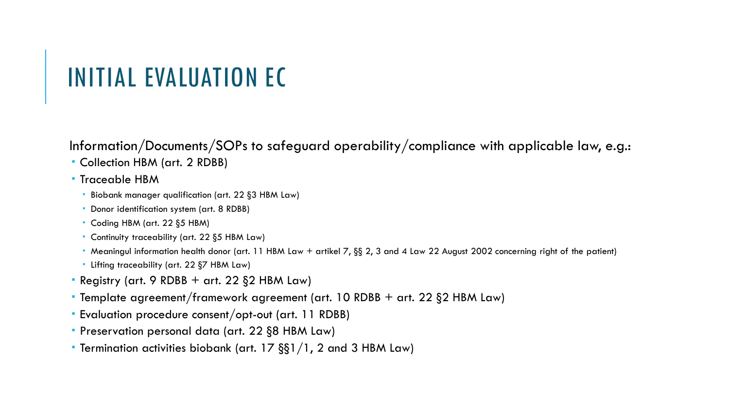# INITIAL EVALUATION EC

Information/Documents/SOPs to safeguard operability/compliance with applicable law, e.g.:

- Collection HBM (art. 2 RDBB)
- Traceable HBM
  - Biobank manager qualification (art. 22 §3 HBM Law)
  - Donor identification system (art. 8 RDBB)
  - Coding HBM (art. 22 §5 HBM)
  - Continuity traceability (art. 22 §5 HBM Law)
  - Meaningul information health donor (art. 11 HBM Law + artikel 7, §§ 2, 3 and 4 Law 22 August 2002 concerning right of the patient)
  - Lifting traceability (art. 22 §7 HBM Law)
- Registry (art. 9 RDBB + art. 22 §2 HBM Law)
- Template agreement/framework agreement (art. 10 RDBB + art. 22 §2 HBM Law)
- Evaluation procedure consent/opt-out (art. 11 RDBB)
- Preservation personal data (art. 22 §8 HBM Law)
- Termination activities biobank (art. 17 §§1/1, 2 and 3 HBM Law)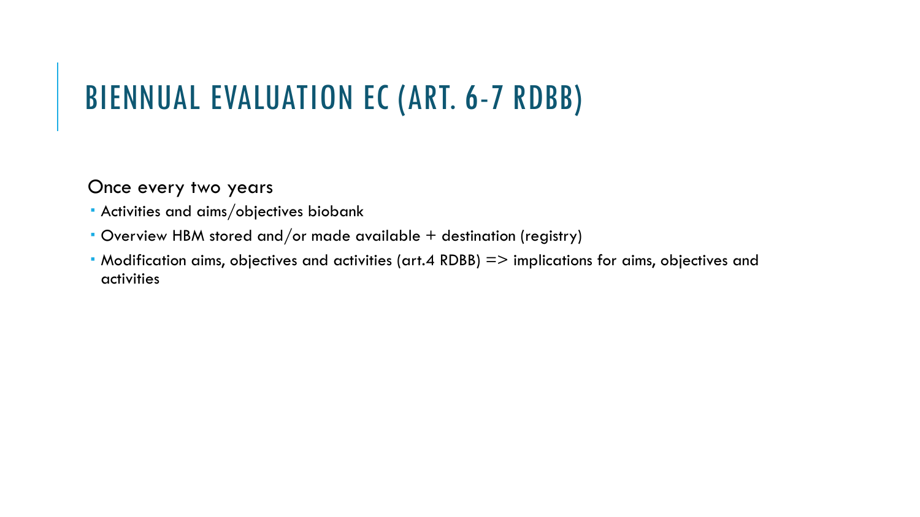# BIENNUAL EVALUATION EC (ART. 6-7 RDBB)

Once every two years

- Activities and aims/objectives biobank
- Overview HBM stored and/or made available + destination (registry)
- Modification aims, objectives and activities (art.4 RDBB) => implications for aims, objectives and activities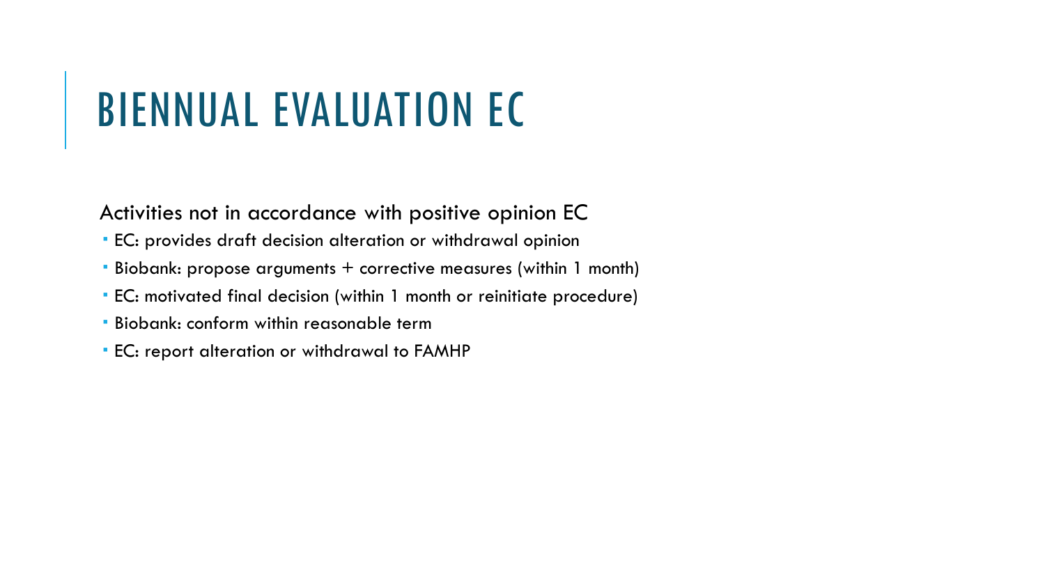# BIENNUAL EVALUATION EC

Activities not in accordance with positive opinion EC

- EC: provides draft decision alteration or withdrawal opinion
- Biobank: propose arguments + corrective measures (within 1 month)
- EC: motivated final decision (within 1 month or reinitiate procedure)
- Biobank: conform within reasonable term
- EC: report alteration or withdrawal to FAMHP